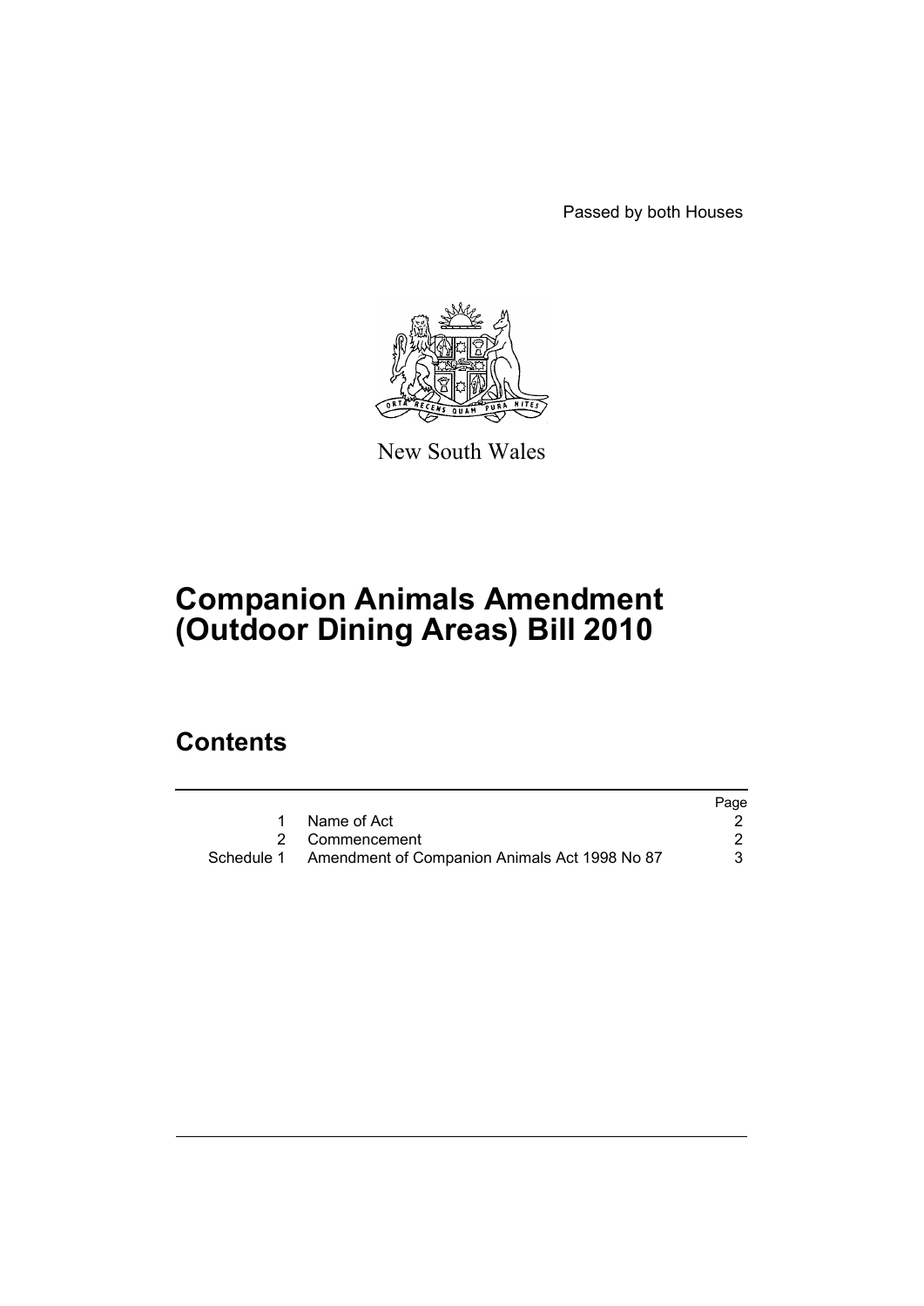Passed by both Houses

New South Wales

# Companion Animals Amendment (Outdoor Dining Areas) Bill 2010

## Contents

| | | Page |
|---|---|---|
| 1 | Name of Act | 2 |
| 2 | Commencement | 2 |
| Schedule 1 | Amendment of Companion Animals Act 1998 No 87 | 3 |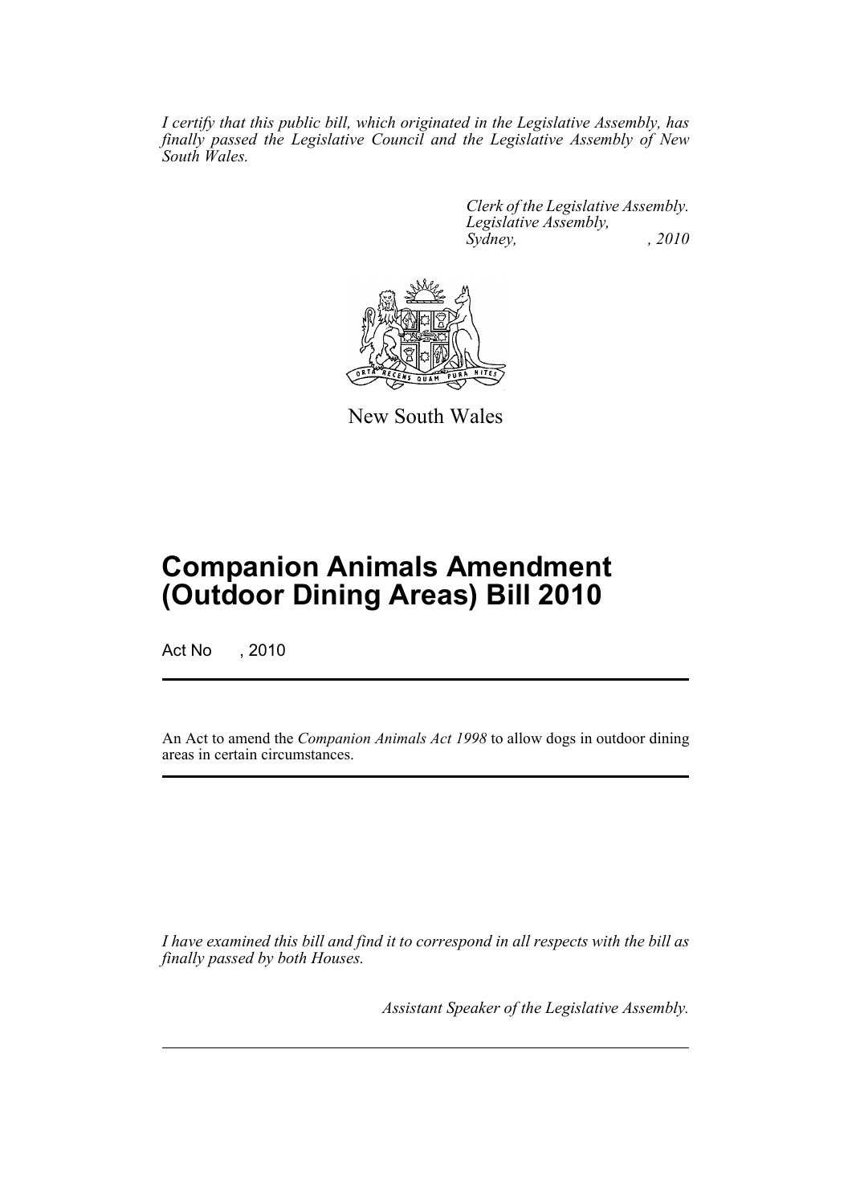*I certify that this public bill, which originated in the Legislative Assembly, has finally passed the Legislative Council and the Legislative Assembly of New South Wales.*

*Clerk of the Legislative Assembly.*
*Legislative Assembly,*
*Sydney, , 2010*

New South Wales

# Companion Animals Amendment (Outdoor Dining Areas) Bill 2010

Act No , 2010

An Act to amend the *Companion Animals Act 1998* to allow dogs in outdoor dining areas in certain circumstances.

*I have examined this bill and find it to correspond in all respects with the bill as finally passed by both Houses.*

*Assistant Speaker of the Legislative Assembly.*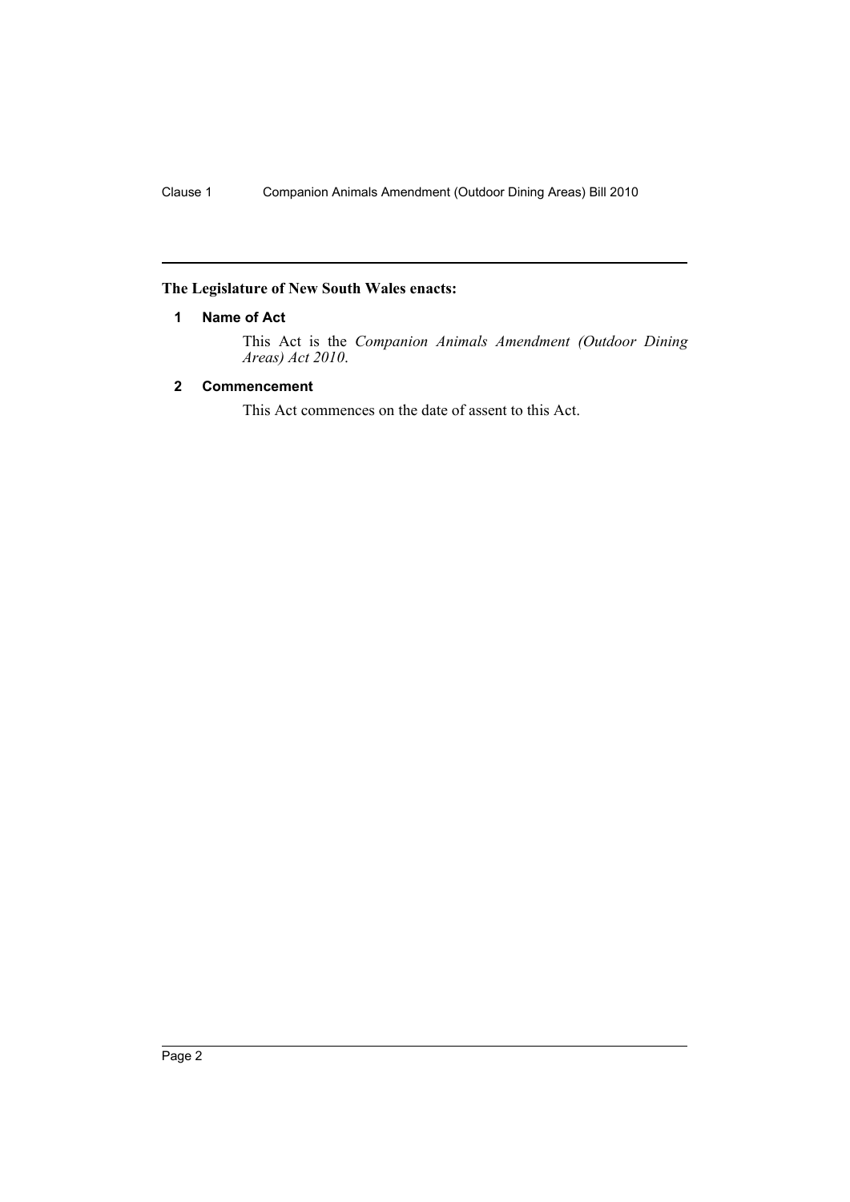**The Legislature of New South Wales enacts:**

## 1 Name of Act

This Act is the *Companion Animals Amendment (Outdoor Dining Areas) Act 2010*.

## 2 Commencement

This Act commences on the date of assent to this Act.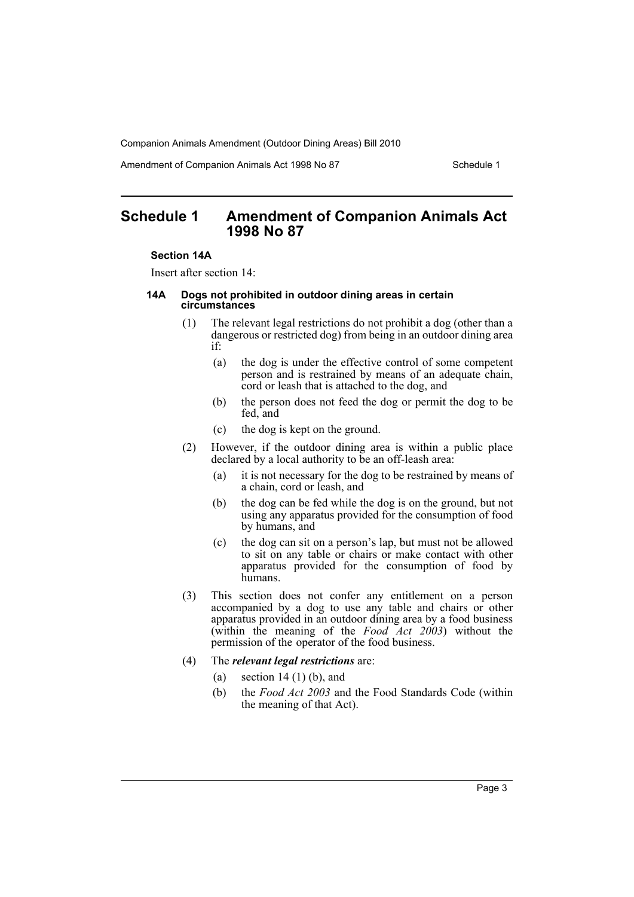# Schedule 1 Amendment of Companion Animals Act 1998 No 87

**Section 14A**

Insert after section 14:

#### 14A Dogs not prohibited in outdoor dining areas in certain circumstances

(1) The relevant legal restrictions do not prohibit a dog (other than a dangerous or restricted dog) from being in an outdoor dining area if:

(a) the dog is under the effective control of some competent person and is restrained by means of an adequate chain, cord or leash that is attached to the dog, and

(b) the person does not feed the dog or permit the dog to be fed, and

(c) the dog is kept on the ground.

(2) However, if the outdoor dining area is within a public place declared by a local authority to be an off-leash area:

(a) it is not necessary for the dog to be restrained by means of a chain, cord or leash, and

(b) the dog can be fed while the dog is on the ground, but not using any apparatus provided for the consumption of food by humans, and

(c) the dog can sit on a person's lap, but must not be allowed to sit on any table or chairs or make contact with other apparatus provided for the consumption of food by humans.

(3) This section does not confer any entitlement on a person accompanied by a dog to use any table and chairs or other apparatus provided in an outdoor dining area by a food business (within the meaning of the *Food Act 2003*) without the permission of the operator of the food business.

(4) The ***relevant legal restrictions*** are:

(a) section 14 (1) (b), and

(b) the *Food Act 2003* and the Food Standards Code (within the meaning of that Act).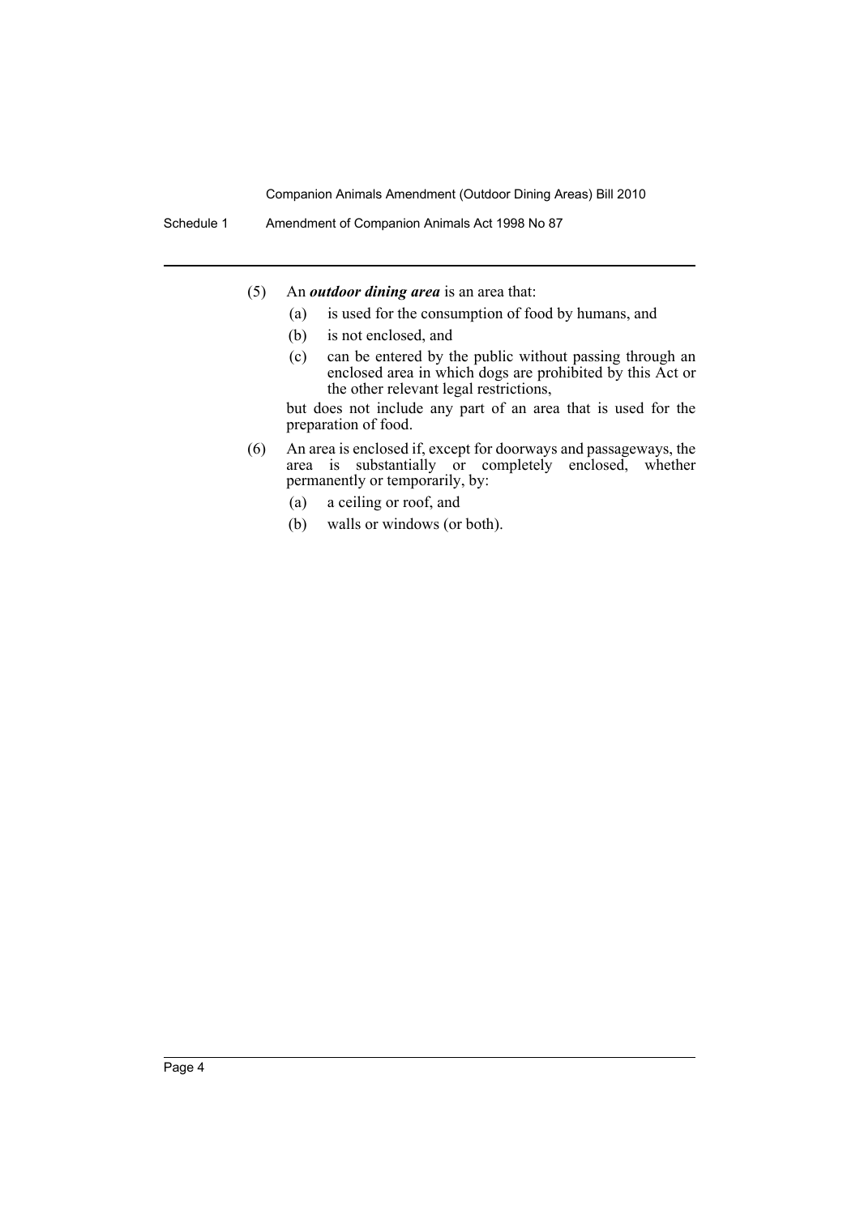(5) An ***outdoor dining area*** is an area that:

  (a) is used for the consumption of food by humans, and

  (b) is not enclosed, and

  (c) can be entered by the public without passing through an enclosed area in which dogs are prohibited by this Act or the other relevant legal restrictions,

  but does not include any part of an area that is used for the preparation of food.

(6) An area is enclosed if, except for doorways and passageways, the area is substantially or completely enclosed, whether permanently or temporarily, by:

  (a) a ceiling or roof, and

  (b) walls or windows (or both).